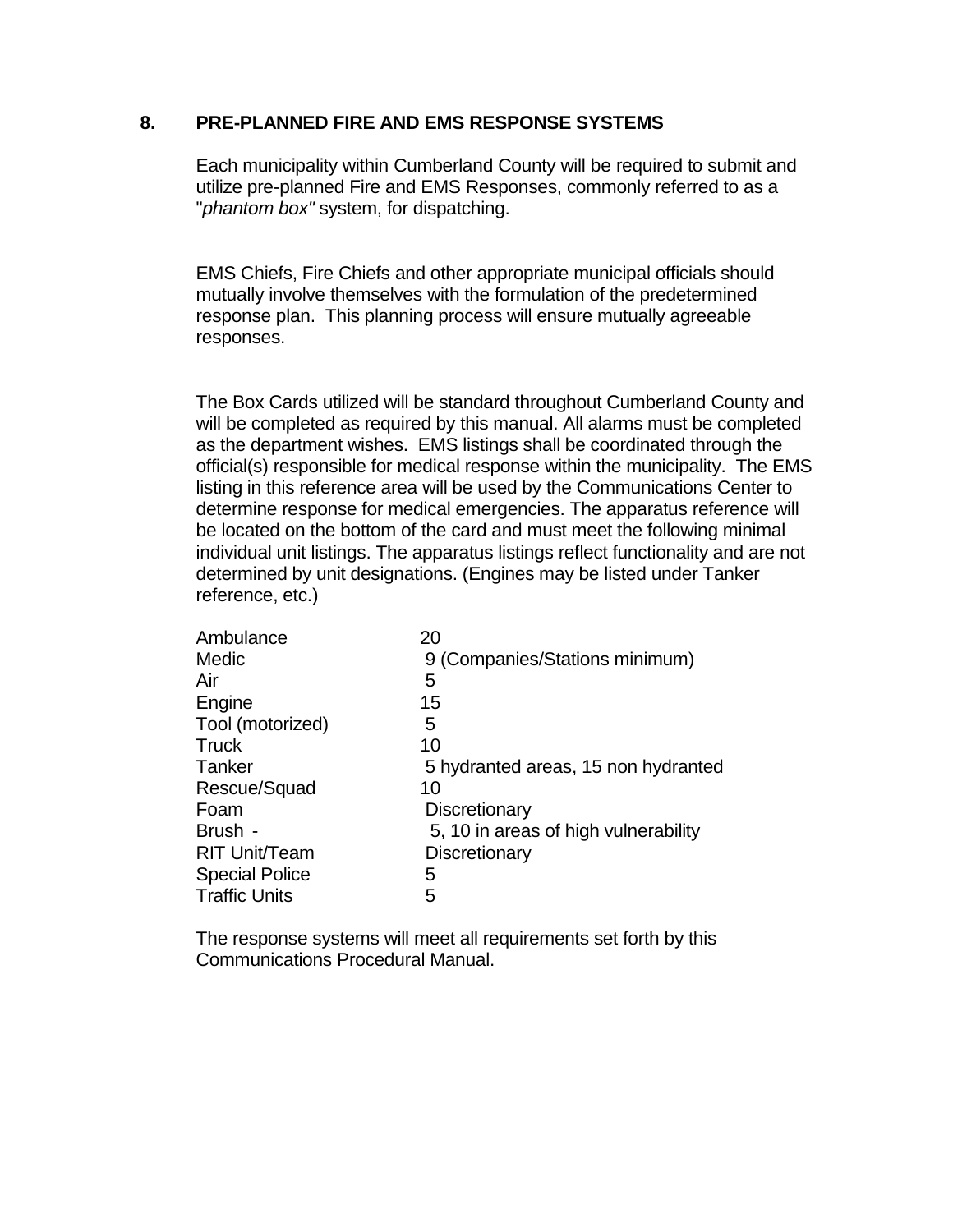## 8. PRE-PLANNED FIRE AND EMS RESPONSE SYSTEMS

Each municipality within Cumberland County will be required to submit and utilize pre-planned Fire and EMS Responses, commonly referred to as a "*phantom box*" system, for dispatching.

EMS Chiefs, Fire Chiefs and other appropriate municipal officials should mutually involve themselves with the formulation of the predetermined response plan. This planning process will ensure mutually agreeable responses.

The Box Cards utilized will be standard throughout Cumberland County and will be completed as required by this manual. All alarms must be completed as the department wishes. EMS listings shall be coordinated through the official(s) responsible for medical response within the municipality. The EMS listing in this reference area will be used by the Communications Center to determine response for medical emergencies. The apparatus reference will be located on the bottom of the card and must meet the following minimal individual unit listings. The apparatus listings reflect functionality and are not determined by unit designations. (Engines may be listed under Tanker reference, etc.)

| | |
|---|---|
| Ambulance | 20 |
| Medic | 9 (Companies/Stations minimum) |
| Air | 5 |
| Engine | 15 |
| Tool (motorized) | 5 |
| Truck | 10 |
| Tanker | 5 hydranted areas, 15 non hydranted |
| Rescue/Squad | 10 |
| Foam | Discretionary |
| Brush - | 5, 10 in areas of high vulnerability |
| RIT Unit/Team | Discretionary |
| Special Police | 5 |
| Traffic Units | 5 |

The response systems will meet all requirements set forth by this Communications Procedural Manual.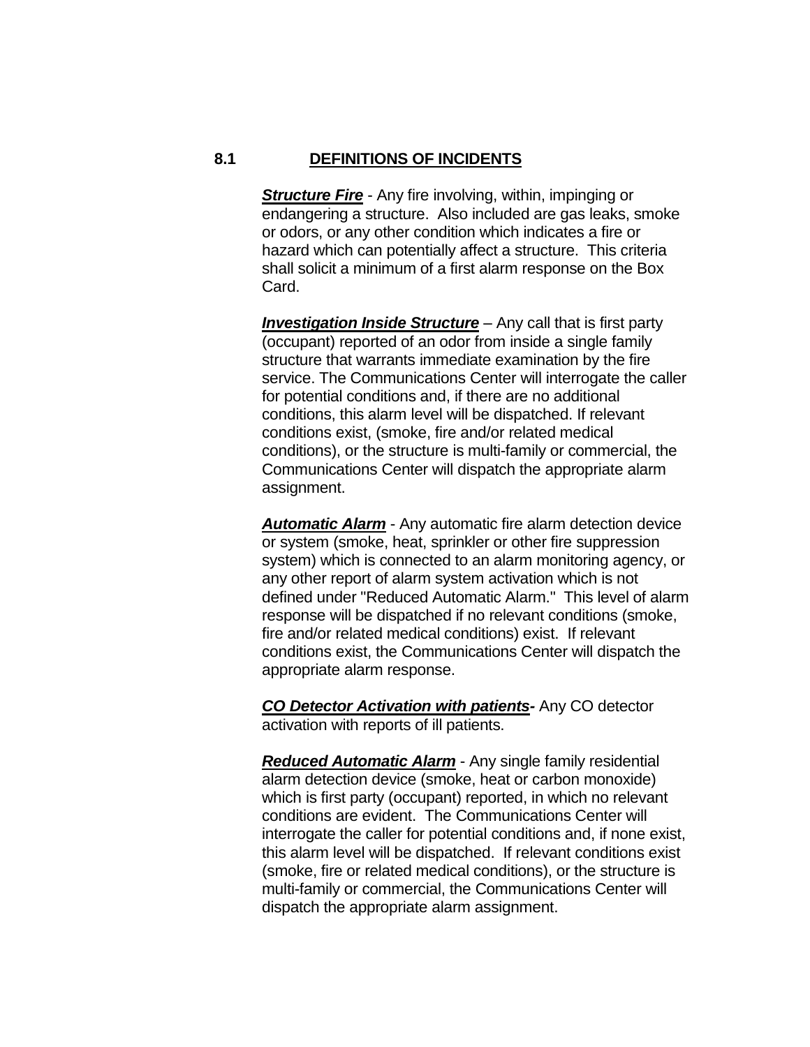## 8.1 DEFINITIONS OF INCIDENTS

***Structure Fire*** - Any fire involving, within, impinging or endangering a structure. Also included are gas leaks, smoke or odors, or any other condition which indicates a fire or hazard which can potentially affect a structure. This criteria shall solicit a minimum of a first alarm response on the Box Card.

***Investigation Inside Structure*** – Any call that is first party (occupant) reported of an odor from inside a single family structure that warrants immediate examination by the fire service. The Communications Center will interrogate the caller for potential conditions and, if there are no additional conditions, this alarm level will be dispatched. If relevant conditions exist, (smoke, fire and/or related medical conditions), or the structure is multi-family or commercial, the Communications Center will dispatch the appropriate alarm assignment.

***Automatic Alarm*** - Any automatic fire alarm detection device or system (smoke, heat, sprinkler or other fire suppression system) which is connected to an alarm monitoring agency, or any other report of alarm system activation which is not defined under "Reduced Automatic Alarm." This level of alarm response will be dispatched if no relevant conditions (smoke, fire and/or related medical conditions) exist. If relevant conditions exist, the Communications Center will dispatch the appropriate alarm response.

***CO Detector Activation with patients-*** Any CO detector activation with reports of ill patients.

***Reduced Automatic Alarm*** - Any single family residential alarm detection device (smoke, heat or carbon monoxide) which is first party (occupant) reported, in which no relevant conditions are evident. The Communications Center will interrogate the caller for potential conditions and, if none exist, this alarm level will be dispatched. If relevant conditions exist (smoke, fire or related medical conditions), or the structure is multi-family or commercial, the Communications Center will dispatch the appropriate alarm assignment.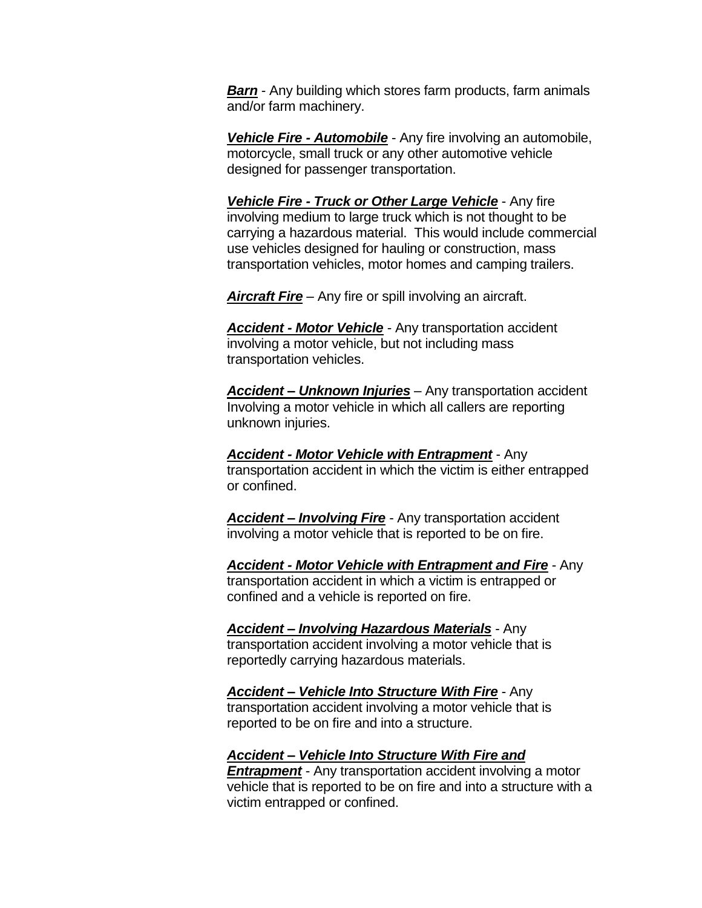***Barn*** - Any building which stores farm products, farm animals and/or farm machinery.

***Vehicle Fire - Automobile*** - Any fire involving an automobile, motorcycle, small truck or any other automotive vehicle designed for passenger transportation.

***Vehicle Fire - Truck or Other Large Vehicle*** - Any fire involving medium to large truck which is not thought to be carrying a hazardous material. This would include commercial use vehicles designed for hauling or construction, mass transportation vehicles, motor homes and camping trailers.

***Aircraft Fire*** – Any fire or spill involving an aircraft.

***Accident - Motor Vehicle*** - Any transportation accident involving a motor vehicle, but not including mass transportation vehicles.

***Accident – Unknown Injuries*** – Any transportation accident Involving a motor vehicle in which all callers are reporting unknown injuries.

***Accident - Motor Vehicle with Entrapment*** - Any transportation accident in which the victim is either entrapped or confined.

***Accident – Involving Fire*** - Any transportation accident involving a motor vehicle that is reported to be on fire.

***Accident - Motor Vehicle with Entrapment and Fire*** - Any transportation accident in which a victim is entrapped or confined and a vehicle is reported on fire.

***Accident – Involving Hazardous Materials*** - Any transportation accident involving a motor vehicle that is reportedly carrying hazardous materials.

***Accident – Vehicle Into Structure With Fire*** - Any transportation accident involving a motor vehicle that is reported to be on fire and into a structure.

***Accident – Vehicle Into Structure With Fire and Entrapment*** - Any transportation accident involving a motor vehicle that is reported to be on fire and into a structure with a victim entrapped or confined.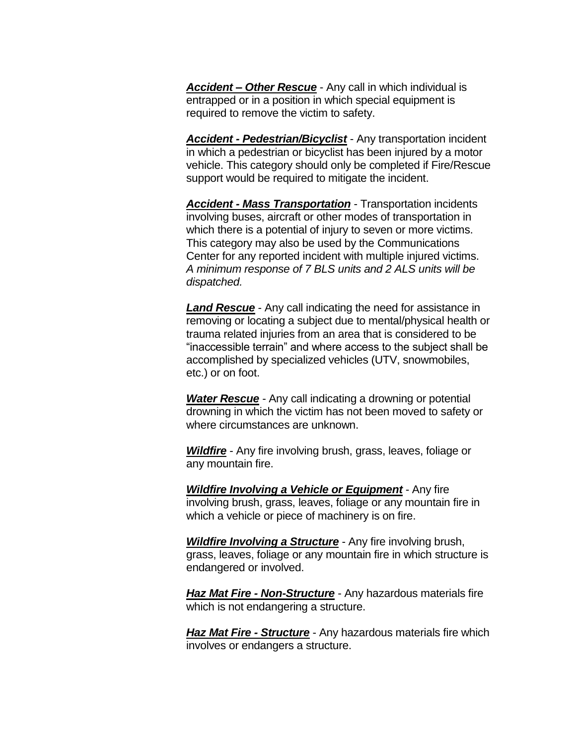***Accident – Other Rescue*** - Any call in which individual is entrapped or in a position in which special equipment is required to remove the victim to safety.

***Accident - Pedestrian/Bicyclist*** - Any transportation incident in which a pedestrian or bicyclist has been injured by a motor vehicle. This category should only be completed if Fire/Rescue support would be required to mitigate the incident.

***Accident - Mass Transportation*** - Transportation incidents involving buses, aircraft or other modes of transportation in which there is a potential of injury to seven or more victims. This category may also be used by the Communications Center for any reported incident with multiple injured victims. *A minimum response of 7 BLS units and 2 ALS units will be dispatched.*

***Land Rescue*** - Any call indicating the need for assistance in removing or locating a subject due to mental/physical health or trauma related injuries from an area that is considered to be "inaccessible terrain" and where access to the subject shall be accomplished by specialized vehicles (UTV, snowmobiles, etc.) or on foot.

***Water Rescue*** - Any call indicating a drowning or potential drowning in which the victim has not been moved to safety or where circumstances are unknown.

***Wildfire*** - Any fire involving brush, grass, leaves, foliage or any mountain fire.

***Wildfire Involving a Vehicle or Equipment*** - Any fire involving brush, grass, leaves, foliage or any mountain fire in which a vehicle or piece of machinery is on fire.

***Wildfire Involving a Structure*** - Any fire involving brush, grass, leaves, foliage or any mountain fire in which structure is endangered or involved.

***Haz Mat Fire - Non-Structure*** - Any hazardous materials fire which is not endangering a structure.

***Haz Mat Fire - Structure*** - Any hazardous materials fire which involves or endangers a structure.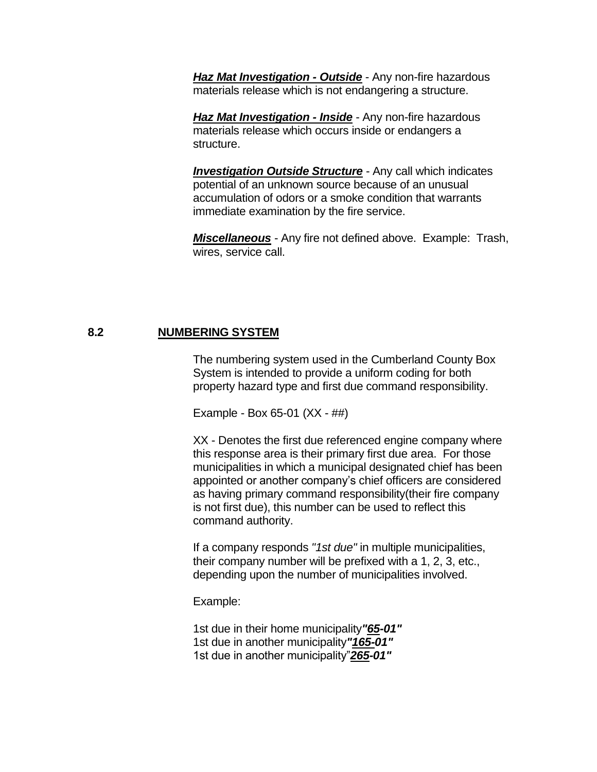***Haz Mat Investigation - Outside*** - Any non-fire hazardous materials release which is not endangering a structure.

***Haz Mat Investigation - Inside*** - Any non-fire hazardous materials release which occurs inside or endangers a structure.

***Investigation Outside Structure*** - Any call which indicates potential of an unknown source because of an unusual accumulation of odors or a smoke condition that warrants immediate examination by the fire service.

***Miscellaneous*** - Any fire not defined above. Example: Trash, wires, service call.

## 8.2 NUMBERING SYSTEM

The numbering system used in the Cumberland County Box System is intended to provide a uniform coding for both property hazard type and first due command responsibility.

Example - Box 65-01 (XX - ##)

XX - Denotes the first due referenced engine company where this response area is their primary first due area. For those municipalities in which a municipal designated chief has been appointed or another company's chief officers are considered as having primary command responsibility(their fire company is not first due), this number can be used to reflect this command authority.

If a company responds *"1st due"* in multiple municipalities, their company number will be prefixed with a 1, 2, 3, etc., depending upon the number of municipalities involved.

Example:

1st due in their home municipality***"65-01"***
1st due in another municipality***"165-01"***
1st due in another municipality"***265-01"***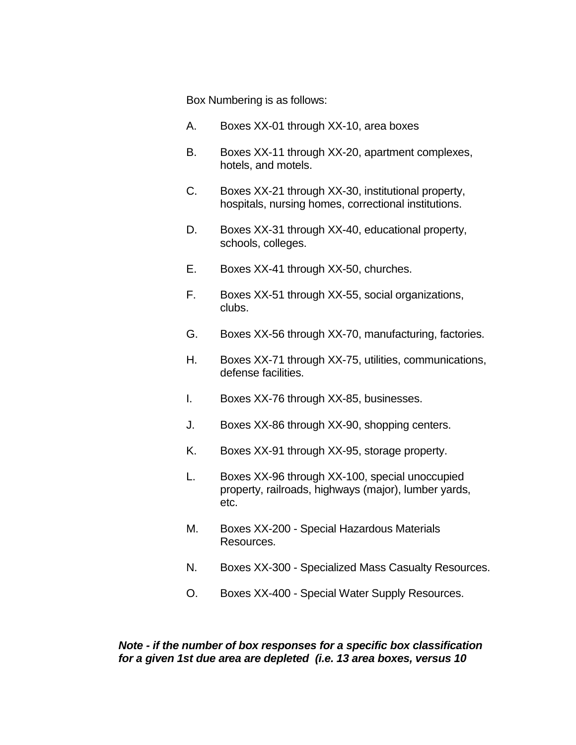Box Numbering is as follows:

A. Boxes XX-01 through XX-10, area boxes

B. Boxes XX-11 through XX-20, apartment complexes, hotels, and motels.

C. Boxes XX-21 through XX-30, institutional property, hospitals, nursing homes, correctional institutions.

D. Boxes XX-31 through XX-40, educational property, schools, colleges.

E. Boxes XX-41 through XX-50, churches.

F. Boxes XX-51 through XX-55, social organizations, clubs.

G. Boxes XX-56 through XX-70, manufacturing, factories.

H. Boxes XX-71 through XX-75, utilities, communications, defense facilities.

I. Boxes XX-76 through XX-85, businesses.

J. Boxes XX-86 through XX-90, shopping centers.

K. Boxes XX-91 through XX-95, storage property.

L. Boxes XX-96 through XX-100, special unoccupied property, railroads, highways (major), lumber yards, etc.

M. Boxes XX-200 - Special Hazardous Materials Resources.

N. Boxes XX-300 - Specialized Mass Casualty Resources.

O. Boxes XX-400 - Special Water Supply Resources.

***Note - if the number of box responses for a specific box classification for a given 1st due area are depleted (i.e. 13 area boxes, versus 10***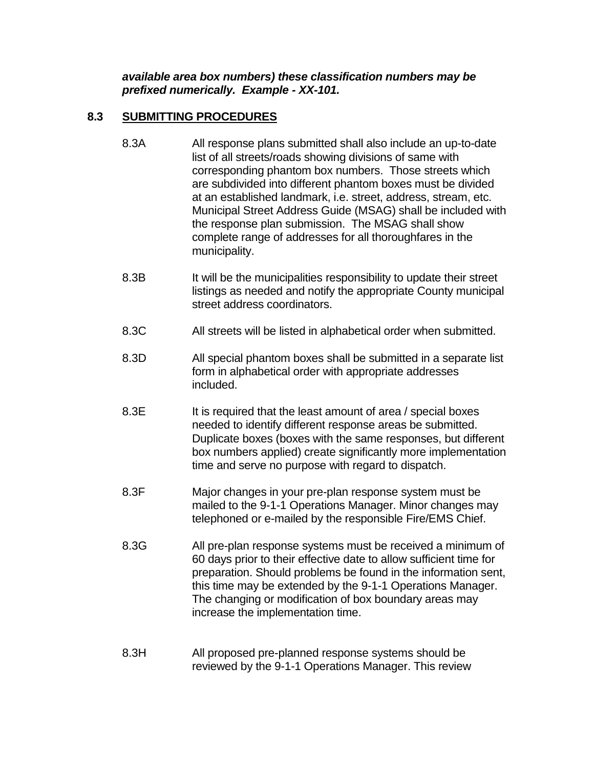***available area box numbers) these classification numbers may be prefixed numerically. Example - XX-101.***

## 8.3 SUBMITTING PROCEDURES

8.3A All response plans submitted shall also include an up-to-date list of all streets/roads showing divisions of same with corresponding phantom box numbers. Those streets which are subdivided into different phantom boxes must be divided at an established landmark, i.e. street, address, stream, etc. Municipal Street Address Guide (MSAG) shall be included with the response plan submission. The MSAG shall show complete range of addresses for all thoroughfares in the municipality.

8.3B It will be the municipalities responsibility to update their street listings as needed and notify the appropriate County municipal street address coordinators.

8.3C All streets will be listed in alphabetical order when submitted.

8.3D All special phantom boxes shall be submitted in a separate list form in alphabetical order with appropriate addresses included.

8.3E It is required that the least amount of area / special boxes needed to identify different response areas be submitted. Duplicate boxes (boxes with the same responses, but different box numbers applied) create significantly more implementation time and serve no purpose with regard to dispatch.

8.3F Major changes in your pre-plan response system must be mailed to the 9-1-1 Operations Manager. Minor changes may telephoned or e-mailed by the responsible Fire/EMS Chief.

8.3G All pre-plan response systems must be received a minimum of 60 days prior to their effective date to allow sufficient time for preparation. Should problems be found in the information sent, this time may be extended by the 9-1-1 Operations Manager. The changing or modification of box boundary areas may increase the implementation time.

8.3H All proposed pre-planned response systems should be reviewed by the 9-1-1 Operations Manager. This review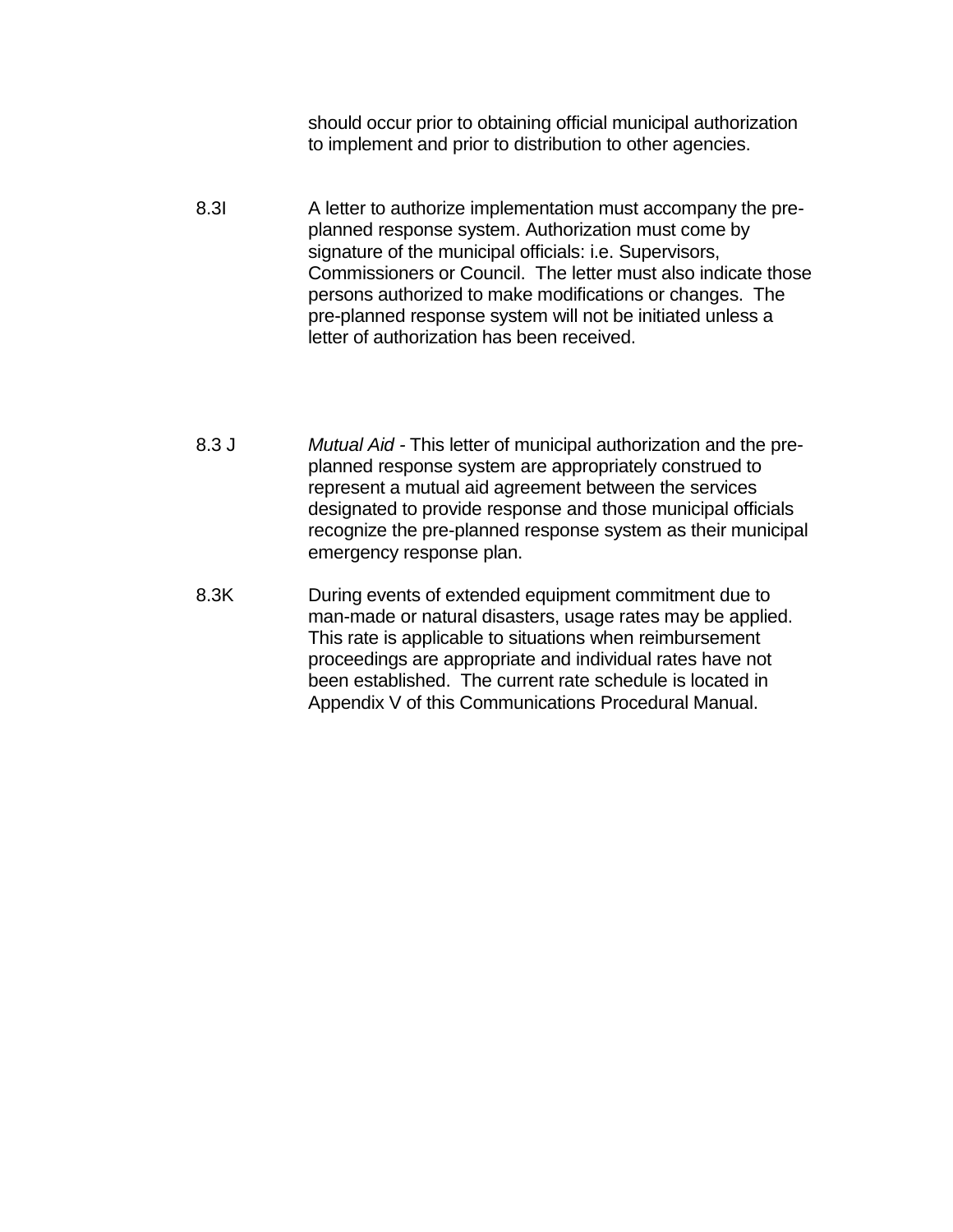should occur prior to obtaining official municipal authorization to implement and prior to distribution to other agencies.

8.3I A letter to authorize implementation must accompany the pre-planned response system. Authorization must come by signature of the municipal officials: i.e. Supervisors, Commissioners or Council. The letter must also indicate those persons authorized to make modifications or changes. The pre-planned response system will not be initiated unless a letter of authorization has been received.

8.3 J *Mutual Aid* - This letter of municipal authorization and the pre-planned response system are appropriately construed to represent a mutual aid agreement between the services designated to provide response and those municipal officials recognize the pre-planned response system as their municipal emergency response plan.

8.3K During events of extended equipment commitment due to man-made or natural disasters, usage rates may be applied. This rate is applicable to situations when reimbursement proceedings are appropriate and individual rates have not been established. The current rate schedule is located in Appendix V of this Communications Procedural Manual.